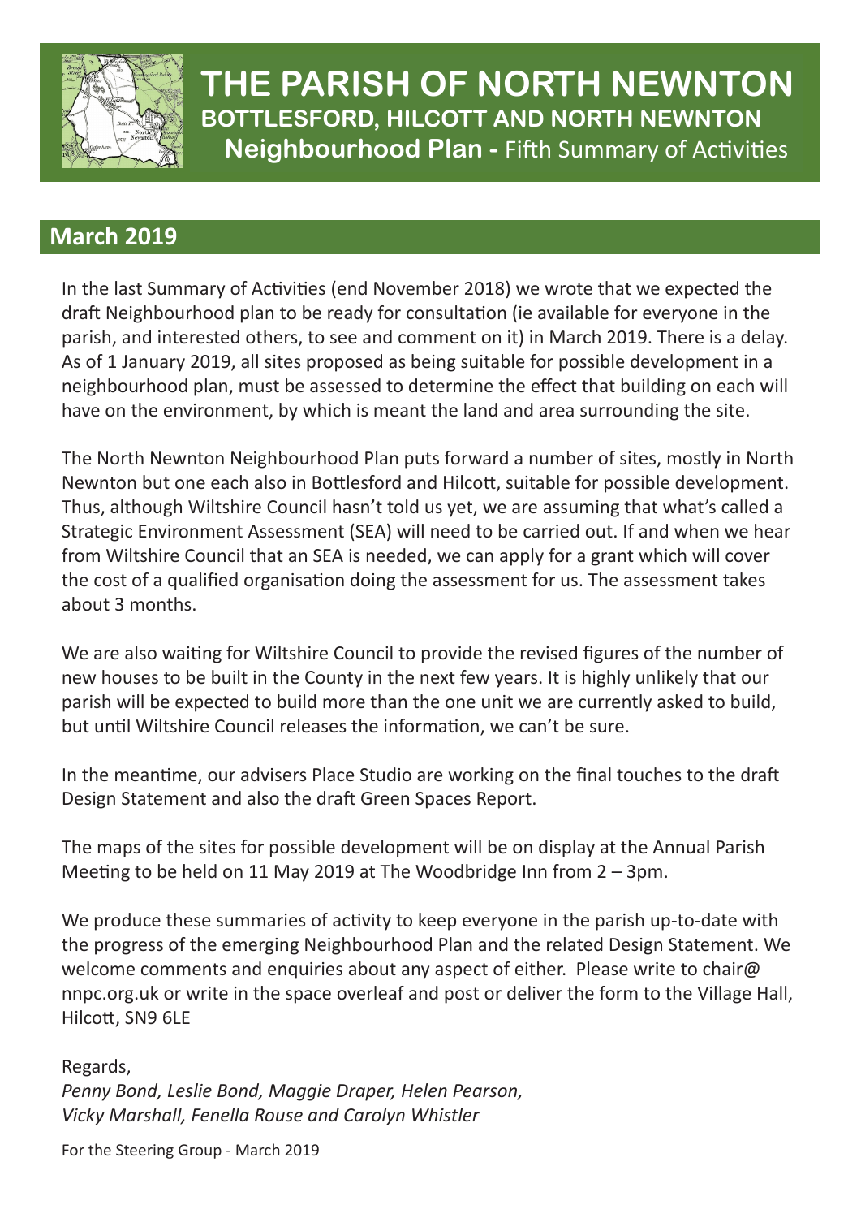# THE PARISH OF NORTH NEWNTON

## BOTTLESFORD, HILCOTT AND NORTH NEWNTON

### Neighbourhood Plan - Fifth Summary of Activities

## March 2019

In the last Summary of Activities (end November 2018) we wrote that we expected the draft Neighbourhood plan to be ready for consultation (ie available for everyone in the parish, and interested others, to see and comment on it) in March 2019. There is a delay. As of 1 January 2019, all sites proposed as being suitable for possible development in a neighbourhood plan, must be assessed to determine the effect that building on each will have on the environment, by which is meant the land and area surrounding the site.

The North Newnton Neighbourhood Plan puts forward a number of sites, mostly in North Newnton but one each also in Bottlesford and Hilcott, suitable for possible development. Thus, although Wiltshire Council hasn't told us yet, we are assuming that what's called a Strategic Environment Assessment (SEA) will need to be carried out. If and when we hear from Wiltshire Council that an SEA is needed, we can apply for a grant which will cover the cost of a qualified organisation doing the assessment for us. The assessment takes about 3 months.

We are also waiting for Wiltshire Council to provide the revised figures of the number of new houses to be built in the County in the next few years. It is highly unlikely that our parish will be expected to build more than the one unit we are currently asked to build, but until Wiltshire Council releases the information, we can't be sure.

In the meantime, our advisers Place Studio are working on the final touches to the draft Design Statement and also the draft Green Spaces Report.

The maps of the sites for possible development will be on display at the Annual Parish Meeting to be held on 11 May 2019 at The Woodbridge Inn from 2 – 3pm.

We produce these summaries of activity to keep everyone in the parish up-to-date with the progress of the emerging Neighbourhood Plan and the related Design Statement. We welcome comments and enquiries about any aspect of either. Please write to chair@nnpc.org.uk or write in the space overleaf and post or deliver the form to the Village Hall, Hilcott, SN9 6LE

Regards,
*Penny Bond, Leslie Bond, Maggie Draper, Helen Pearson,*
*Vicky Marshall, Fenella Rouse and Carolyn Whistler*

For the Steering Group - March 2019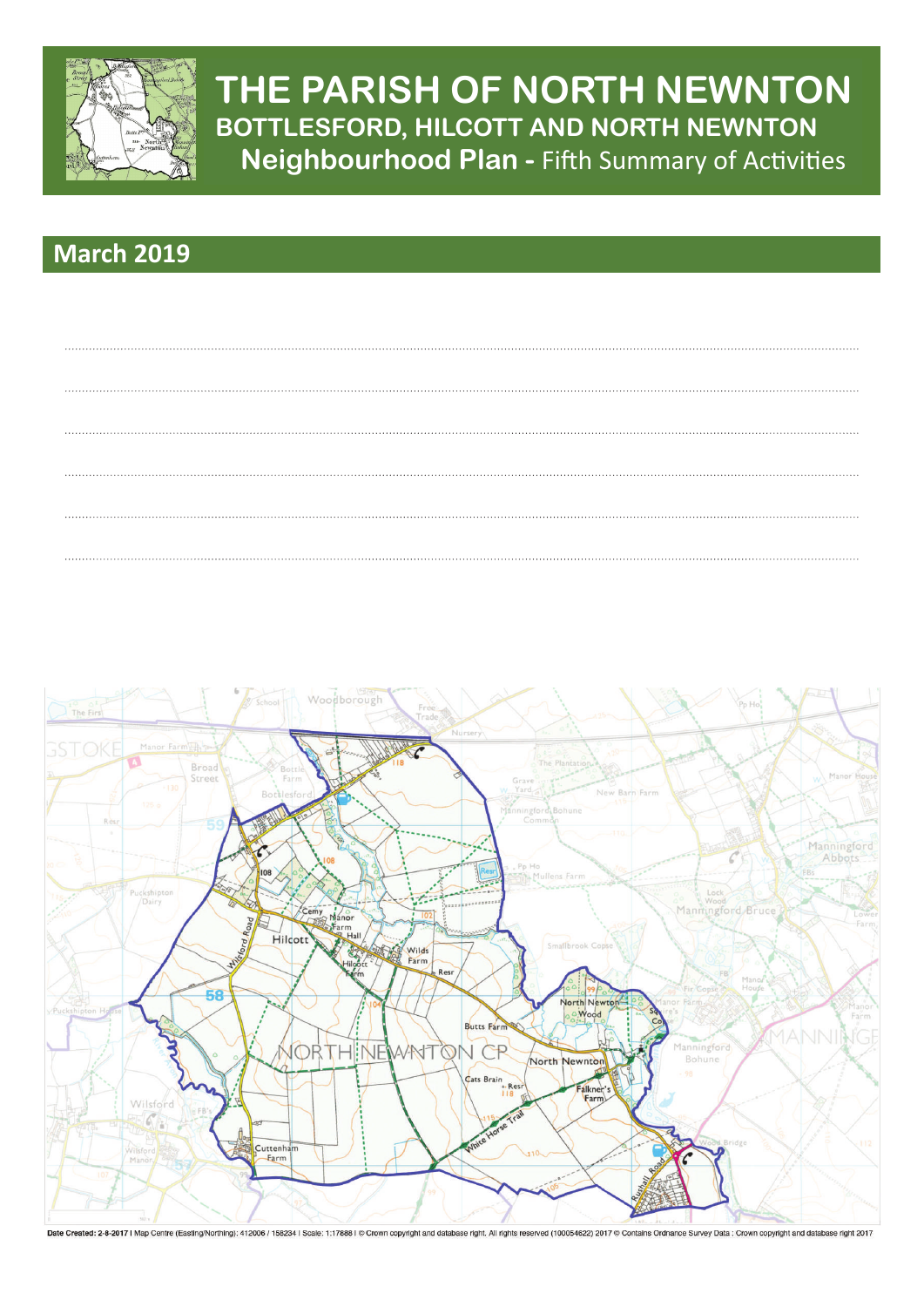# THE PARISH OF NORTH NEWNTON

## BOTTLESFORD, HILCOTT AND NORTH NEWNTON

### Neighbourhood Plan - Fifth Summary of Activities

## March 2019

Date Created: 2-8-2017 | Map Centre (Easting/Northing): 412006 / 158234 | Scale: 1:17688 | © Crown copyright and database right. All rights reserved (100054622) 2017 © Contains Ordnance Survey Data : Crown copyright and database right 2017